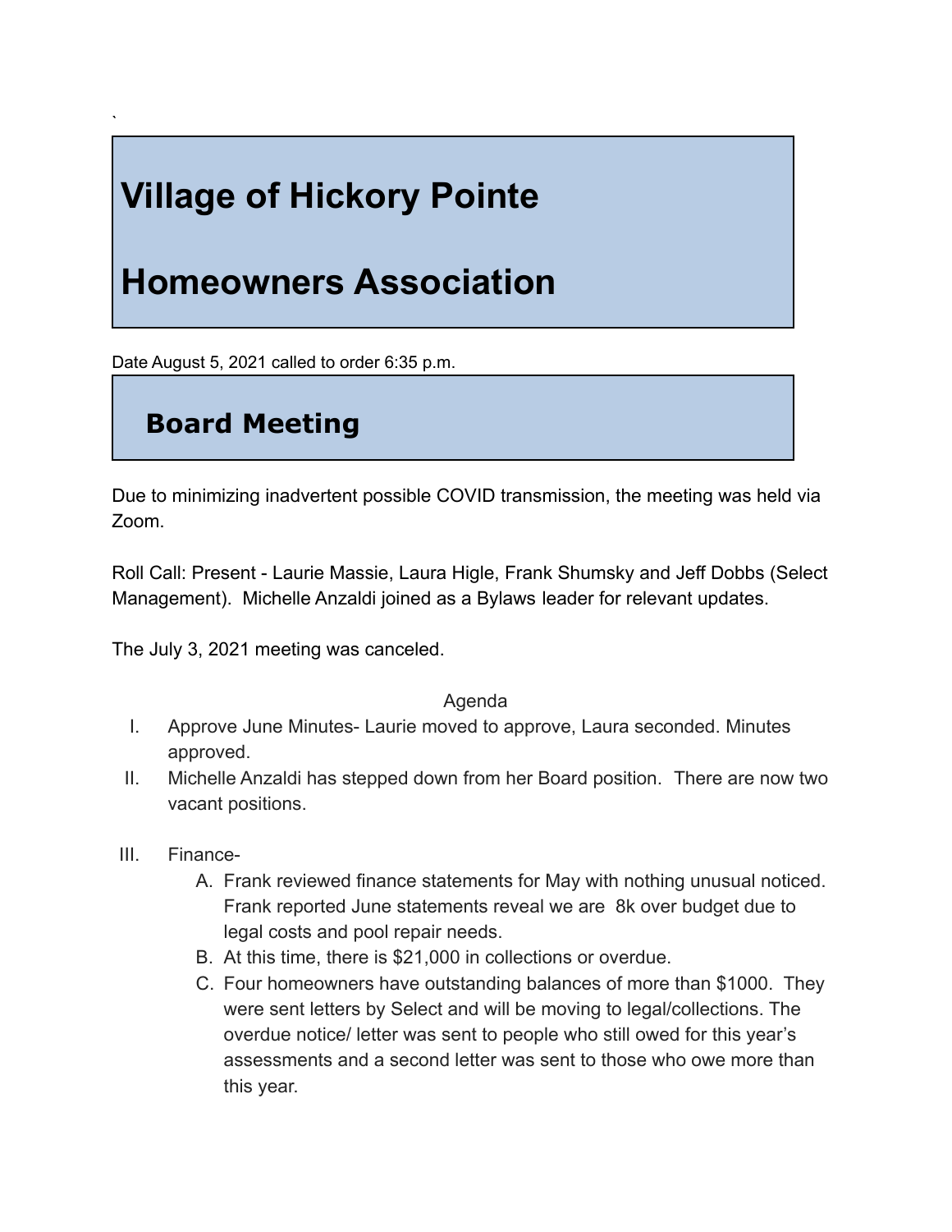`

# Village of Hickory Pointe

# Homeowners Association

Date August 5, 2021 called to order 6:35 p.m.

## Board Meeting

Due to minimizing inadvertent possible COVID transmission, the meeting was held via Zoom.

Roll Call: Present - Laurie Massie, Laura Higle, Frank Shumsky and Jeff Dobbs (Select Management). Michelle Anzaldi joined as a Bylaws leader for relevant updates.

The July 3, 2021 meeting was canceled.

Agenda

I. Approve June Minutes- Laurie moved to approve, Laura seconded. Minutes approved.

II. Michelle Anzaldi has stepped down from her Board position. There are now two vacant positions.

III. Finance-

   A. Frank reviewed finance statements for May with nothing unusual noticed. Frank reported June statements reveal we are 8k over budget due to legal costs and pool repair needs.

   B. At this time, there is $21,000 in collections or overdue.

   C. Four homeowners have outstanding balances of more than $1000. They were sent letters by Select and will be moving to legal/collections. The overdue notice/ letter was sent to people who still owed for this year's assessments and a second letter was sent to those who owe more than this year.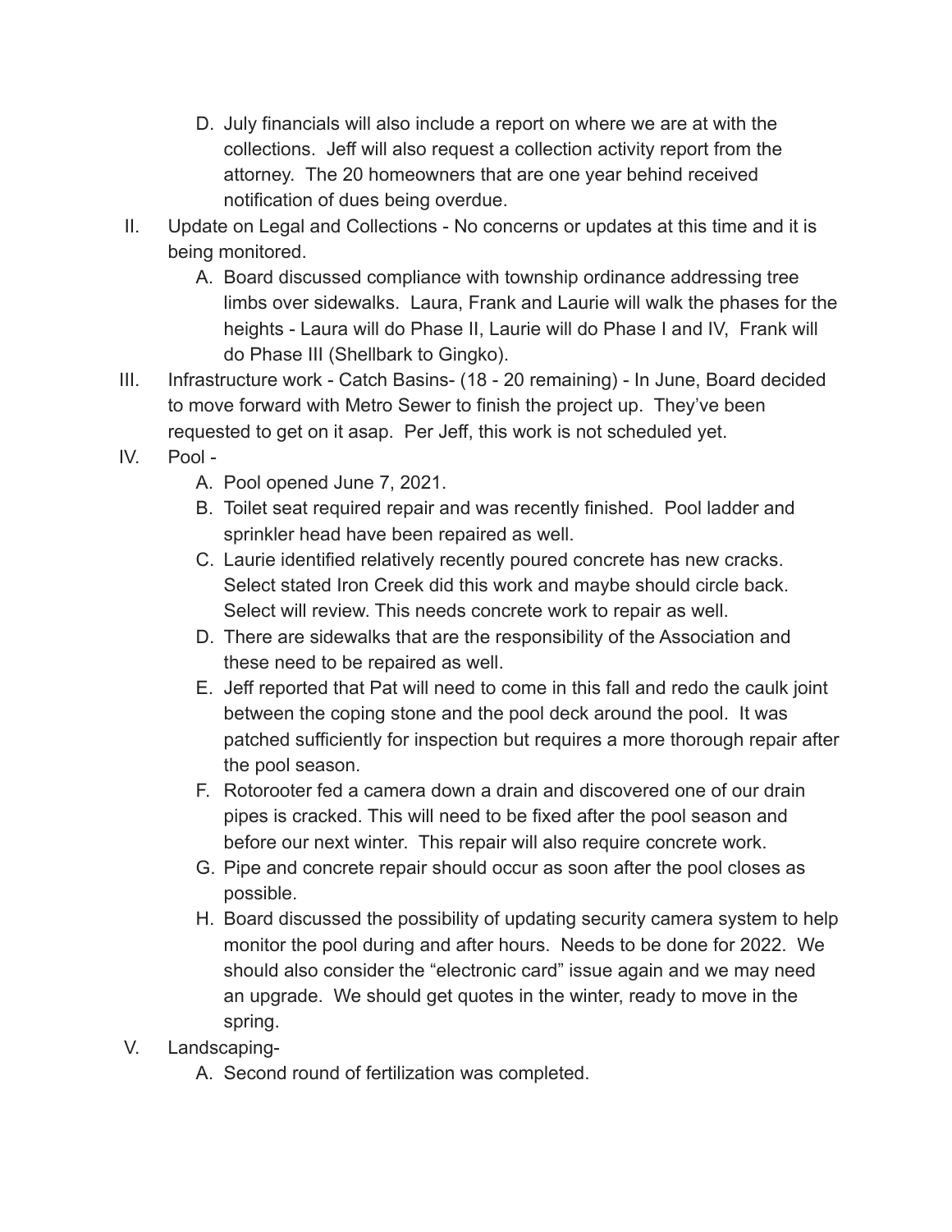D. July financials will also include a report on where we are at with the collections. Jeff will also request a collection activity report from the attorney. The 20 homeowners that are one year behind received notification of dues being overdue.

II. Update on Legal and Collections - No concerns or updates at this time and it is being monitored.
   A. Board discussed compliance with township ordinance addressing tree limbs over sidewalks. Laura, Frank and Laurie will walk the phases for the heights - Laura will do Phase II, Laurie will do Phase I and IV, Frank will do Phase III (Shellbark to Gingko).

III. Infrastructure work - Catch Basins- (18 - 20 remaining) - In June, Board decided to move forward with Metro Sewer to finish the project up. They've been requested to get on it asap. Per Jeff, this work is not scheduled yet.

IV. Pool -
   A. Pool opened June 7, 2021.
   B. Toilet seat required repair and was recently finished. Pool ladder and sprinkler head have been repaired as well.
   C. Laurie identified relatively recently poured concrete has new cracks. Select stated Iron Creek did this work and maybe should circle back. Select will review. This needs concrete work to repair as well.
   D. There are sidewalks that are the responsibility of the Association and these need to be repaired as well.
   E. Jeff reported that Pat will need to come in this fall and redo the caulk joint between the coping stone and the pool deck around the pool. It was patched sufficiently for inspection but requires a more thorough repair after the pool season.
   F. Rotorooter fed a camera down a drain and discovered one of our drain pipes is cracked. This will need to be fixed after the pool season and before our next winter. This repair will also require concrete work.
   G. Pipe and concrete repair should occur as soon after the pool closes as possible.
   H. Board discussed the possibility of updating security camera system to help monitor the pool during and after hours. Needs to be done for 2022. We should also consider the "electronic card" issue again and we may need an upgrade. We should get quotes in the winter, ready to move in the spring.

V. Landscaping-
   A. Second round of fertilization was completed.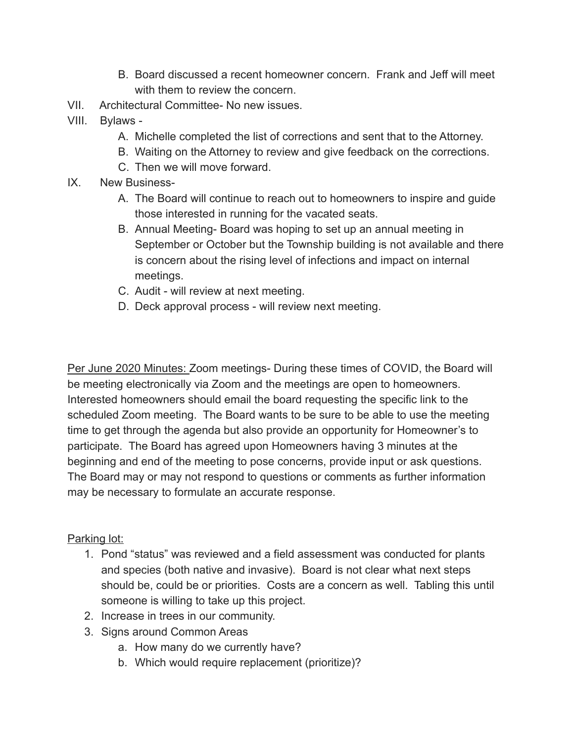B. Board discussed a recent homeowner concern. Frank and Jeff will meet with them to review the concern.

VII. Architectural Committee- No new issues.

VIII. Bylaws -
   A. Michelle completed the list of corrections and sent that to the Attorney.
   B. Waiting on the Attorney to review and give feedback on the corrections.
   C. Then we will move forward.

IX. New Business-
   A. The Board will continue to reach out to homeowners to inspire and guide those interested in running for the vacated seats.
   B. Annual Meeting- Board was hoping to set up an annual meeting in September or October but the Township building is not available and there is concern about the rising level of infections and impact on internal meetings.
   C. Audit - will review at next meeting.
   D. Deck approval process - will review next meeting.

<u>Per June 2020 Minutes:</u> Zoom meetings- During these times of COVID, the Board will be meeting electronically via Zoom and the meetings are open to homeowners. Interested homeowners should email the board requesting the specific link to the scheduled Zoom meeting. The Board wants to be sure to be able to use the meeting time to get through the agenda but also provide an opportunity for Homeowner's to participate. The Board has agreed upon Homeowners having 3 minutes at the beginning and end of the meeting to pose concerns, provide input or ask questions. The Board may or may not respond to questions or comments as further information may be necessary to formulate an accurate response.

<u>Parking lot:</u>

1. Pond "status" was reviewed and a field assessment was conducted for plants and species (both native and invasive). Board is not clear what next steps should be, could be or priorities. Costs are a concern as well. Tabling this until someone is willing to take up this project.
2. Increase in trees in our community.
3. Signs around Common Areas
   a. How many do we currently have?
   b. Which would require replacement (prioritize)?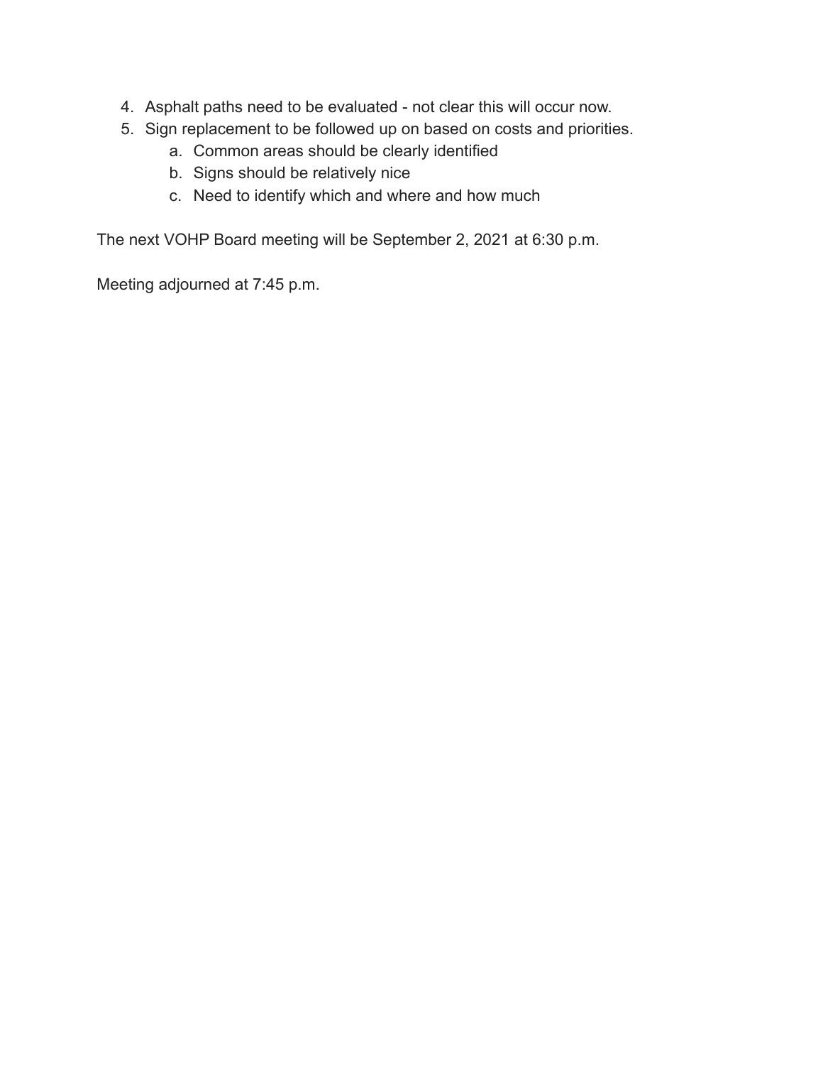4. Asphalt paths need to be evaluated - not clear this will occur now.
5. Sign replacement to be followed up on based on costs and priorities.
    a. Common areas should be clearly identified
    b. Signs should be relatively nice
    c. Need to identify which and where and how much

The next VOHP Board meeting will be September 2, 2021 at 6:30 p.m.

Meeting adjourned at 7:45 p.m.